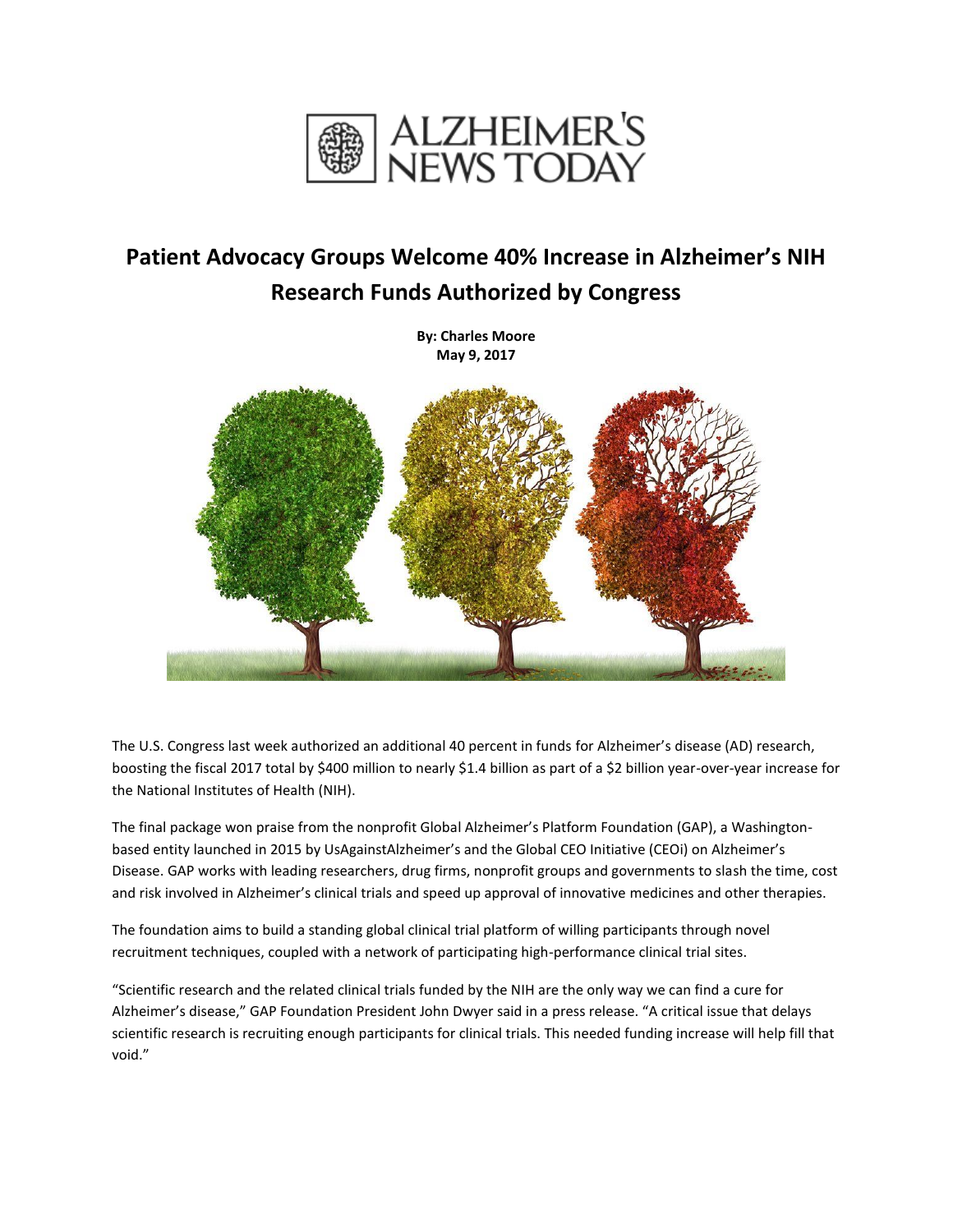# Patient Advocacy Groups Welcome 40% Increase in Alzheimer's NIH Research Funds Authorized by Congress

**By: Charles Moore**
**May 9, 2017**

The U.S. Congress last week authorized an additional 40 percent in funds for Alzheimer's disease (AD) research, boosting the fiscal 2017 total by $400 million to nearly $1.4 billion as part of a $2 billion year-over-year increase for the National Institutes of Health (NIH).

The final package won praise from the nonprofit Global Alzheimer's Platform Foundation (GAP), a Washington-based entity launched in 2015 by UsAgainstAlzheimer's and the Global CEO Initiative (CEOi) on Alzheimer's Disease. GAP works with leading researchers, drug firms, nonprofit groups and governments to slash the time, cost and risk involved in Alzheimer's clinical trials and speed up approval of innovative medicines and other therapies.

The foundation aims to build a standing global clinical trial platform of willing participants through novel recruitment techniques, coupled with a network of participating high-performance clinical trial sites.

"Scientific research and the related clinical trials funded by the NIH are the only way we can find a cure for Alzheimer's disease," GAP Foundation President John Dwyer said in a press release. "A critical issue that delays scientific research is recruiting enough participants for clinical trials. This needed funding increase will help fill that void."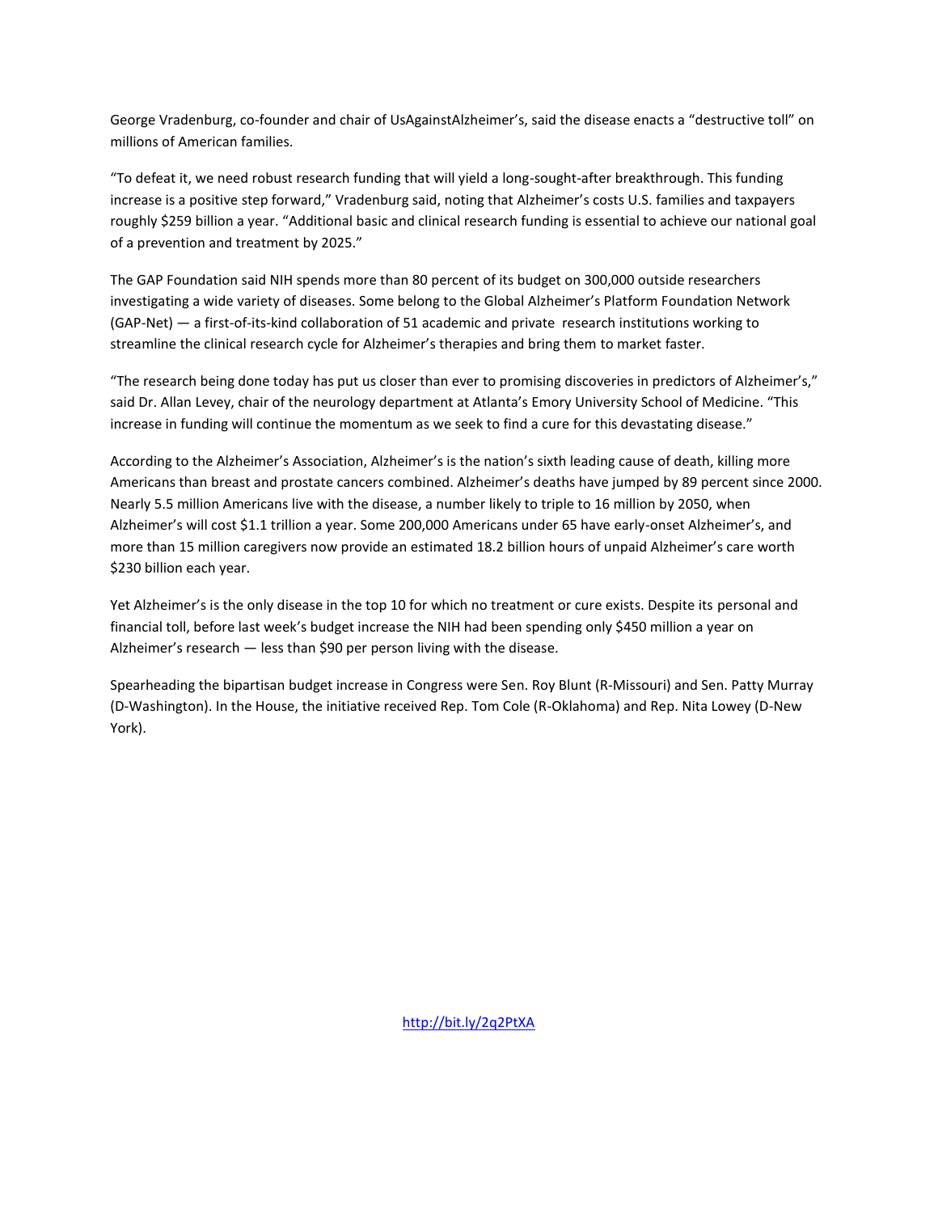George Vradenburg, co-founder and chair of UsAgainstAlzheimer's, said the disease enacts a "destructive toll" on millions of American families.

"To defeat it, we need robust research funding that will yield a long-sought-after breakthrough. This funding increase is a positive step forward," Vradenburg said, noting that Alzheimer's costs U.S. families and taxpayers roughly $259 billion a year. "Additional basic and clinical research funding is essential to achieve our national goal of a prevention and treatment by 2025."

The GAP Foundation said NIH spends more than 80 percent of its budget on 300,000 outside researchers investigating a wide variety of diseases. Some belong to the Global Alzheimer's Platform Foundation Network (GAP-Net) — a first-of-its-kind collaboration of 51 academic and private research institutions working to streamline the clinical research cycle for Alzheimer's therapies and bring them to market faster.

"The research being done today has put us closer than ever to promising discoveries in predictors of Alzheimer's," said Dr. Allan Levey, chair of the neurology department at Atlanta's Emory University School of Medicine. "This increase in funding will continue the momentum as we seek to find a cure for this devastating disease."

According to the Alzheimer's Association, Alzheimer's is the nation's sixth leading cause of death, killing more Americans than breast and prostate cancers combined. Alzheimer's deaths have jumped by 89 percent since 2000. Nearly 5.5 million Americans live with the disease, a number likely to triple to 16 million by 2050, when Alzheimer's will cost $1.1 trillion a year. Some 200,000 Americans under 65 have early-onset Alzheimer's, and more than 15 million caregivers now provide an estimated 18.2 billion hours of unpaid Alzheimer's care worth $230 billion each year.

Yet Alzheimer's is the only disease in the top 10 for which no treatment or cure exists. Despite its personal and financial toll, before last week's budget increase the NIH had been spending only $450 million a year on Alzheimer's research — less than $90 per person living with the disease.

Spearheading the bipartisan budget increase in Congress were Sen. Roy Blunt (R-Missouri) and Sen. Patty Murray (D-Washington). In the House, the initiative received Rep. Tom Cole (R-Oklahoma) and Rep. Nita Lowey (D-New York).

http://bit.ly/2q2PtXA